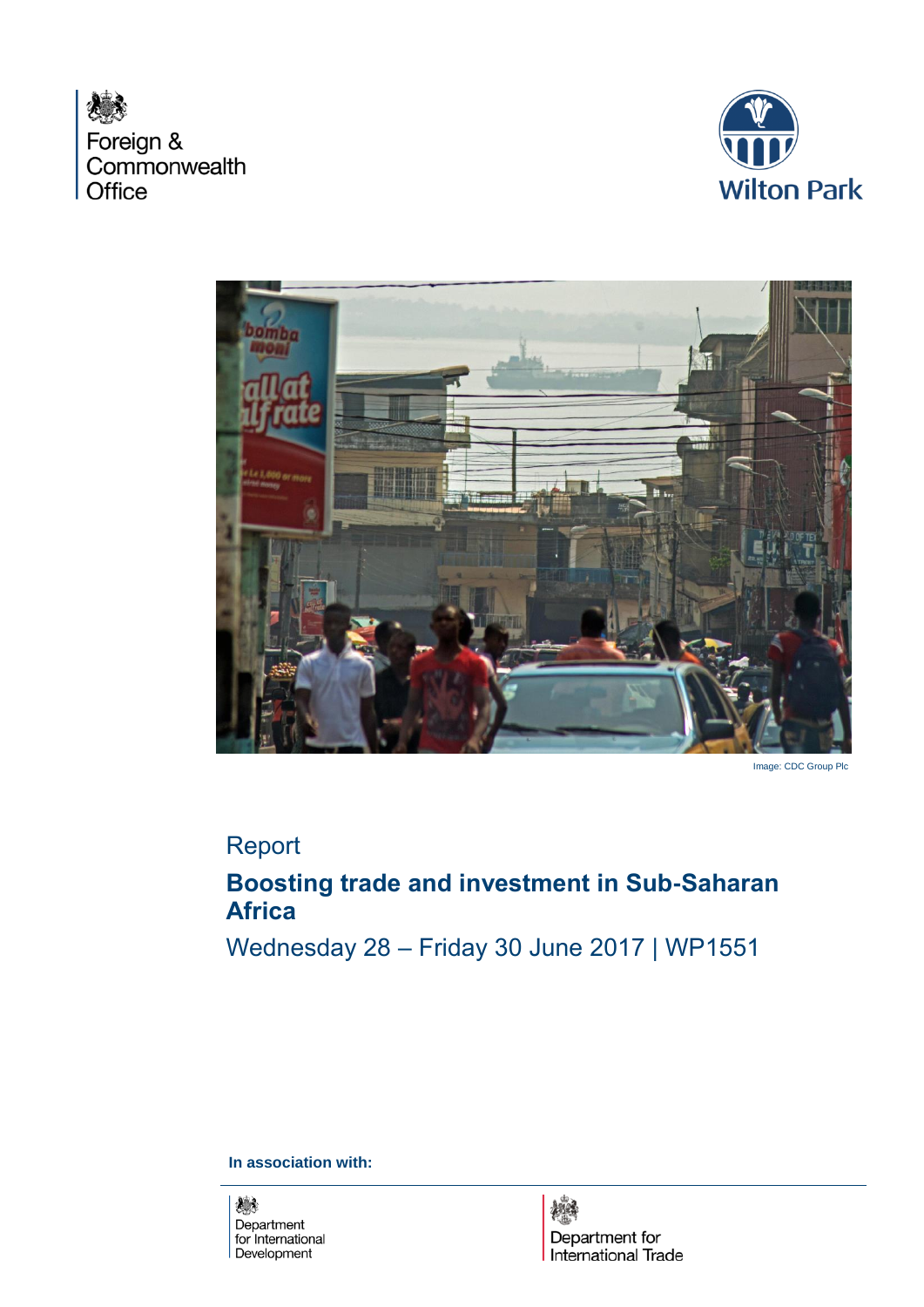Foreign & Commonwealth Office

Wilton Park

Image: CDC Group Plc

Report

# Boosting trade and investment in Sub-Saharan Africa

Wednesday 28 – Friday 30 June 2017 | WP1551

**In association with:**

Department for International Development

Department for International Trade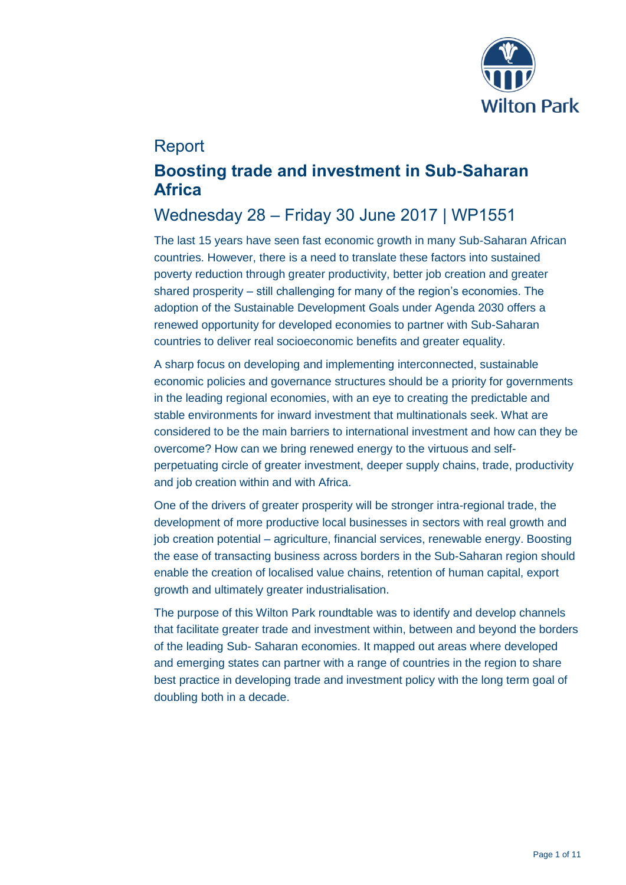Report

# Boosting trade and investment in Sub-Saharan Africa

## Wednesday 28 – Friday 30 June 2017 | WP1551

The last 15 years have seen fast economic growth in many Sub-Saharan African countries. However, there is a need to translate these factors into sustained poverty reduction through greater productivity, better job creation and greater shared prosperity – still challenging for many of the region's economies. The adoption of the Sustainable Development Goals under Agenda 2030 offers a renewed opportunity for developed economies to partner with Sub-Saharan countries to deliver real socioeconomic benefits and greater equality.

A sharp focus on developing and implementing interconnected, sustainable economic policies and governance structures should be a priority for governments in the leading regional economies, with an eye to creating the predictable and stable environments for inward investment that multinationals seek. What are considered to be the main barriers to international investment and how can they be overcome? How can we bring renewed energy to the virtuous and self-perpetuating circle of greater investment, deeper supply chains, trade, productivity and job creation within and with Africa.

One of the drivers of greater prosperity will be stronger intra-regional trade, the development of more productive local businesses in sectors with real growth and job creation potential – agriculture, financial services, renewable energy. Boosting the ease of transacting business across borders in the Sub-Saharan region should enable the creation of localised value chains, retention of human capital, export growth and ultimately greater industrialisation.

The purpose of this Wilton Park roundtable was to identify and develop channels that facilitate greater trade and investment within, between and beyond the borders of the leading Sub- Saharan economies. It mapped out areas where developed and emerging states can partner with a range of countries in the region to share best practice in developing trade and investment policy with the long term goal of doubling both in a decade.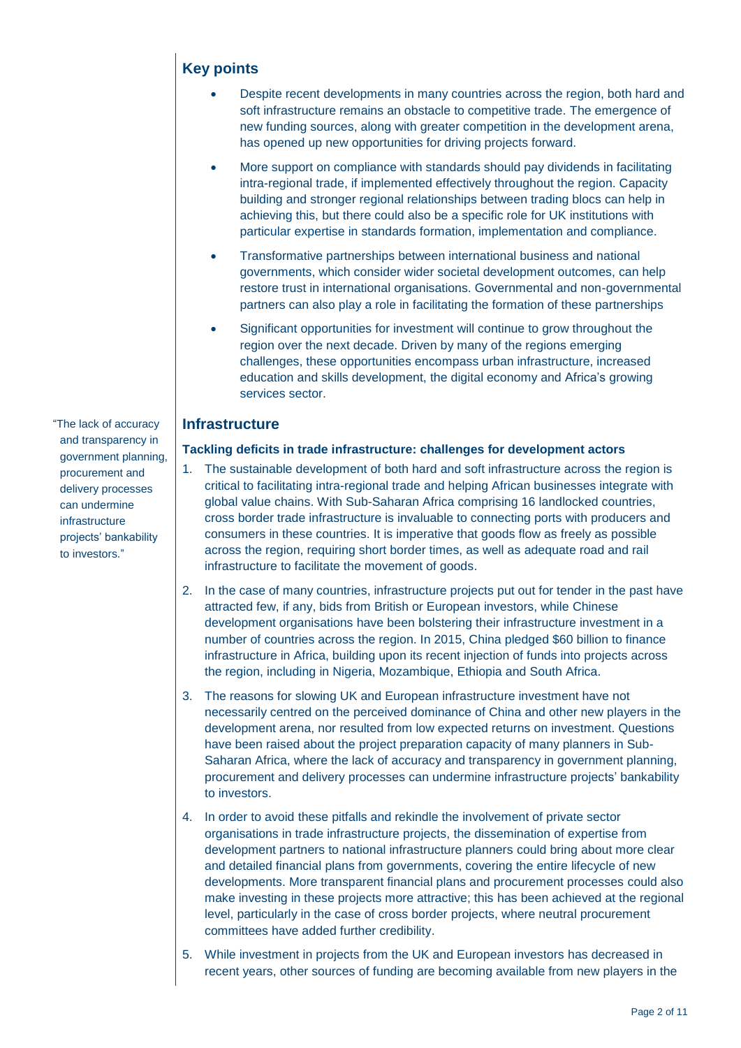## Key points

- Despite recent developments in many countries across the region, both hard and soft infrastructure remains an obstacle to competitive trade. The emergence of new funding sources, along with greater competition in the development arena, has opened up new opportunities for driving projects forward.
- More support on compliance with standards should pay dividends in facilitating intra-regional trade, if implemented effectively throughout the region. Capacity building and stronger regional relationships between trading blocs can help in achieving this, but there could also be a specific role for UK institutions with particular expertise in standards formation, implementation and compliance.
- Transformative partnerships between international business and national governments, which consider wider societal development outcomes, can help restore trust in international organisations. Governmental and non-governmental partners can also play a role in facilitating the formation of these partnerships
- Significant opportunities for investment will continue to grow throughout the region over the next decade. Driven by many of the regions emerging challenges, these opportunities encompass urban infrastructure, increased education and skills development, the digital economy and Africa's growing services sector.

## Infrastructure

"The lack of accuracy and transparency in government planning, procurement and delivery processes can undermine infrastructure projects' bankability to investors."

### Tackling deficits in trade infrastructure: challenges for development actors

1. The sustainable development of both hard and soft infrastructure across the region is critical to facilitating intra-regional trade and helping African businesses integrate with global value chains. With Sub-Saharan Africa comprising 16 landlocked countries, cross border trade infrastructure is invaluable to connecting ports with producers and consumers in these countries. It is imperative that goods flow as freely as possible across the region, requiring short border times, as well as adequate road and rail infrastructure to facilitate the movement of goods.
2. In the case of many countries, infrastructure projects put out for tender in the past have attracted few, if any, bids from British or European investors, while Chinese development organisations have been bolstering their infrastructure investment in a number of countries across the region. In 2015, China pledged $60 billion to finance infrastructure in Africa, building upon its recent injection of funds into projects across the region, including in Nigeria, Mozambique, Ethiopia and South Africa.
3. The reasons for slowing UK and European infrastructure investment have not necessarily centred on the perceived dominance of China and other new players in the development arena, nor resulted from low expected returns on investment. Questions have been raised about the project preparation capacity of many planners in Sub-Saharan Africa, where the lack of accuracy and transparency in government planning, procurement and delivery processes can undermine infrastructure projects' bankability to investors.
4. In order to avoid these pitfalls and rekindle the involvement of private sector organisations in trade infrastructure projects, the dissemination of expertise from development partners to national infrastructure planners could bring about more clear and detailed financial plans from governments, covering the entire lifecycle of new developments. More transparent financial plans and procurement processes could also make investing in these projects more attractive; this has been achieved at the regional level, particularly in the case of cross border projects, where neutral procurement committees have added further credibility.
5. While investment in projects from the UK and European investors has decreased in recent years, other sources of funding are becoming available from new players in the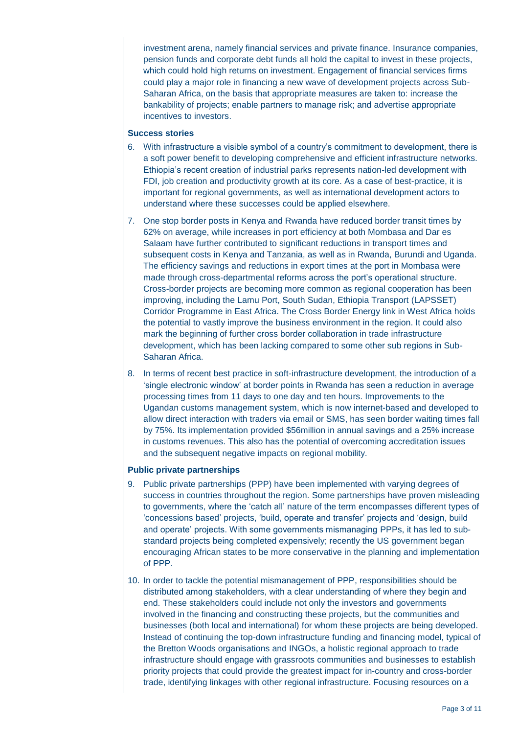investment arena, namely financial services and private finance. Insurance companies, pension funds and corporate debt funds all hold the capital to invest in these projects, which could hold high returns on investment. Engagement of financial services firms could play a major role in financing a new wave of development projects across Sub-Saharan Africa, on the basis that appropriate measures are taken to: increase the bankability of projects; enable partners to manage risk; and advertise appropriate incentives to investors.

**Success stories**

6. With infrastructure a visible symbol of a country's commitment to development, there is a soft power benefit to developing comprehensive and efficient infrastructure networks. Ethiopia's recent creation of industrial parks represents nation-led development with FDI, job creation and productivity growth at its core. As a case of best-practice, it is important for regional governments, as well as international development actors to understand where these successes could be applied elsewhere.

7. One stop border posts in Kenya and Rwanda have reduced border transit times by 62% on average, while increases in port efficiency at both Mombasa and Dar es Salaam have further contributed to significant reductions in transport times and subsequent costs in Kenya and Tanzania, as well as in Rwanda, Burundi and Uganda. The efficiency savings and reductions in export times at the port in Mombasa were made through cross-departmental reforms across the port's operational structure. Cross-border projects are becoming more common as regional cooperation has been improving, including the Lamu Port, South Sudan, Ethiopia Transport (LAPSSET) Corridor Programme in East Africa. The Cross Border Energy link in West Africa holds the potential to vastly improve the business environment in the region. It could also mark the beginning of further cross border collaboration in trade infrastructure development, which has been lacking compared to some other sub regions in Sub-Saharan Africa.

8. In terms of recent best practice in soft-infrastructure development, the introduction of a 'single electronic window' at border points in Rwanda has seen a reduction in average processing times from 11 days to one day and ten hours. Improvements to the Ugandan customs management system, which is now internet-based and developed to allow direct interaction with traders via email or SMS, has seen border waiting times fall by 75%. Its implementation provided $56million in annual savings and a 25% increase in customs revenues. This also has the potential of overcoming accreditation issues and the subsequent negative impacts on regional mobility.

**Public private partnerships**

9. Public private partnerships (PPP) have been implemented with varying degrees of success in countries throughout the region. Some partnerships have proven misleading to governments, where the 'catch all' nature of the term encompasses different types of 'concessions based' projects, 'build, operate and transfer' projects and 'design, build and operate' projects. With some governments mismanaging PPPs, it has led to sub-standard projects being completed expensively; recently the US government began encouraging African states to be more conservative in the planning and implementation of PPP.

10. In order to tackle the potential mismanagement of PPP, responsibilities should be distributed among stakeholders, with a clear understanding of where they begin and end. These stakeholders could include not only the investors and governments involved in the financing and constructing these projects, but the communities and businesses (both local and international) for whom these projects are being developed. Instead of continuing the top-down infrastructure funding and financing model, typical of the Bretton Woods organisations and INGOs, a holistic regional approach to trade infrastructure should engage with grassroots communities and businesses to establish priority projects that could provide the greatest impact for in-country and cross-border trade, identifying linkages with other regional infrastructure. Focusing resources on a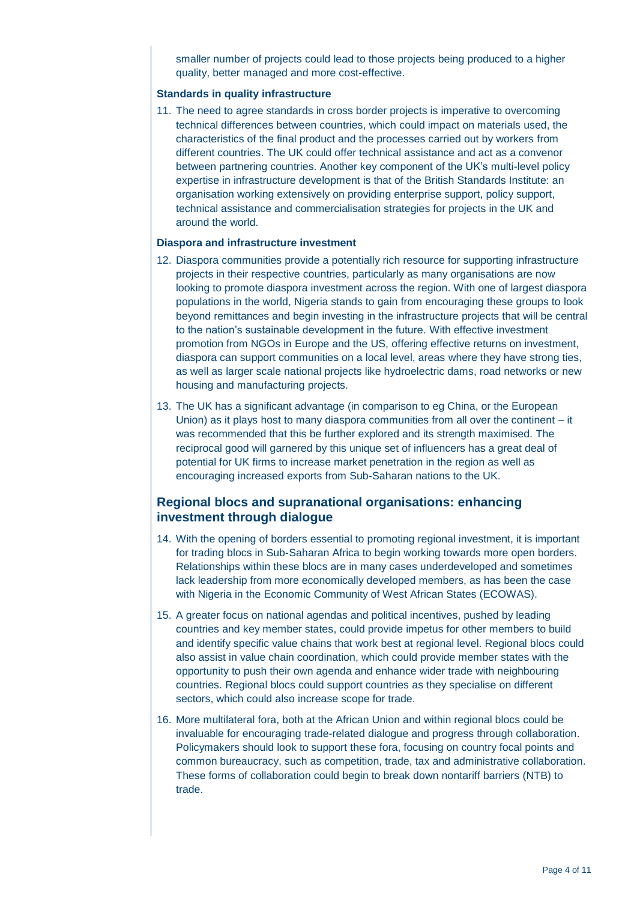smaller number of projects could lead to those projects being produced to a higher quality, better managed and more cost-effective.

**Standards in quality infrastructure**

11. The need to agree standards in cross border projects is imperative to overcoming technical differences between countries, which could impact on materials used, the characteristics of the final product and the processes carried out by workers from different countries. The UK could offer technical assistance and act as a convenor between partnering countries. Another key component of the UK's multi-level policy expertise in infrastructure development is that of the British Standards Institute: an organisation working extensively on providing enterprise support, policy support, technical assistance and commercialisation strategies for projects in the UK and around the world.

**Diaspora and infrastructure investment**

12. Diaspora communities provide a potentially rich resource for supporting infrastructure projects in their respective countries, particularly as many organisations are now looking to promote diaspora investment across the region. With one of largest diaspora populations in the world, Nigeria stands to gain from encouraging these groups to look beyond remittances and begin investing in the infrastructure projects that will be central to the nation's sustainable development in the future. With effective investment promotion from NGOs in Europe and the US, offering effective returns on investment, diaspora can support communities on a local level, areas where they have strong ties, as well as larger scale national projects like hydroelectric dams, road networks or new housing and manufacturing projects.

13. The UK has a significant advantage (in comparison to eg China, or the European Union) as it plays host to many diaspora communities from all over the continent – it was recommended that this be further explored and its strength maximised. The reciprocal good will garnered by this unique set of influencers has a great deal of potential for UK firms to increase market penetration in the region as well as encouraging increased exports from Sub-Saharan nations to the UK.

## Regional blocs and supranational organisations: enhancing investment through dialogue

14. With the opening of borders essential to promoting regional investment, it is important for trading blocs in Sub-Saharan Africa to begin working towards more open borders. Relationships within these blocs are in many cases underdeveloped and sometimes lack leadership from more economically developed members, as has been the case with Nigeria in the Economic Community of West African States (ECOWAS).

15. A greater focus on national agendas and political incentives, pushed by leading countries and key member states, could provide impetus for other members to build and identify specific value chains that work best at regional level. Regional blocs could also assist in value chain coordination, which could provide member states with the opportunity to push their own agenda and enhance wider trade with neighbouring countries. Regional blocs could support countries as they specialise on different sectors, which could also increase scope for trade.

16. More multilateral fora, both at the African Union and within regional blocs could be invaluable for encouraging trade-related dialogue and progress through collaboration. Policymakers should look to support these fora, focusing on country focal points and common bureaucracy, such as competition, trade, tax and administrative collaboration. These forms of collaboration could begin to break down nontariff barriers (NTB) to trade.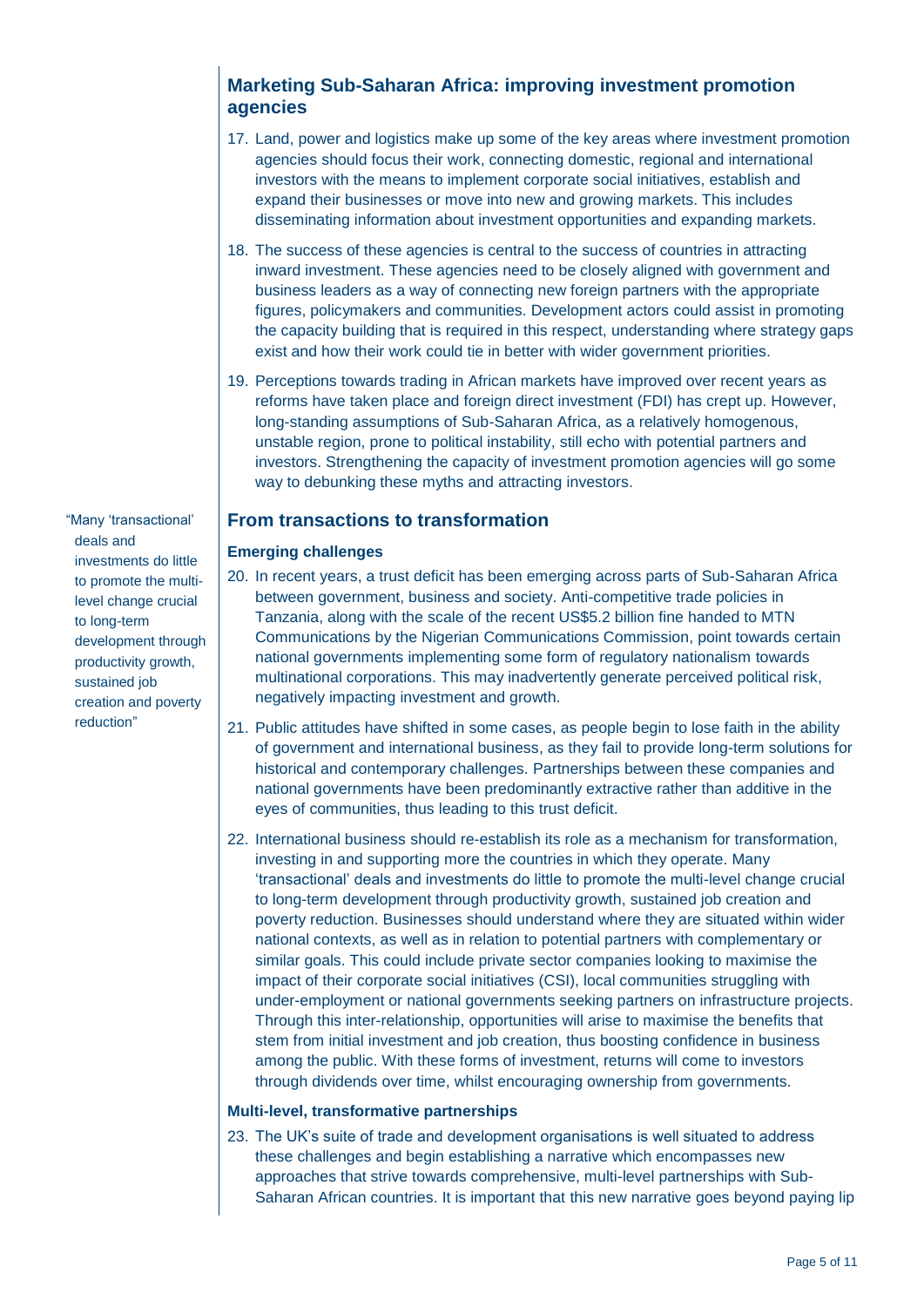## Marketing Sub-Saharan Africa: improving investment promotion agencies

17. Land, power and logistics make up some of the key areas where investment promotion agencies should focus their work, connecting domestic, regional and international investors with the means to implement corporate social initiatives, establish and expand their businesses or move into new and growing markets. This includes disseminating information about investment opportunities and expanding markets.

18. The success of these agencies is central to the success of countries in attracting inward investment. These agencies need to be closely aligned with government and business leaders as a way of connecting new foreign partners with the appropriate figures, policymakers and communities. Development actors could assist in promoting the capacity building that is required in this respect, understanding where strategy gaps exist and how their work could tie in better with wider government priorities.

19. Perceptions towards trading in African markets have improved over recent years as reforms have taken place and foreign direct investment (FDI) has crept up. However, long-standing assumptions of Sub-Saharan Africa, as a relatively homogenous, unstable region, prone to political instability, still echo with potential partners and investors. Strengthening the capacity of investment promotion agencies will go some way to debunking these myths and attracting investors.

## From transactions to transformation

> "Many 'transactional' deals and investments do little to promote the multi-level change crucial to long-term development through productivity growth, sustained job creation and poverty reduction"

### Emerging challenges

20. In recent years, a trust deficit has been emerging across parts of Sub-Saharan Africa between government, business and society. Anti-competitive trade policies in Tanzania, along with the scale of the recent US$5.2 billion fine handed to MTN Communications by the Nigerian Communications Commission, point towards certain national governments implementing some form of regulatory nationalism towards multinational corporations. This may inadvertently generate perceived political risk, negatively impacting investment and growth.

21. Public attitudes have shifted in some cases, as people begin to lose faith in the ability of government and international business, as they fail to provide long-term solutions for historical and contemporary challenges. Partnerships between these companies and national governments have been predominantly extractive rather than additive in the eyes of communities, thus leading to this trust deficit.

22. International business should re-establish its role as a mechanism for transformation, investing in and supporting more the countries in which they operate. Many 'transactional' deals and investments do little to promote the multi-level change crucial to long-term development through productivity growth, sustained job creation and poverty reduction. Businesses should understand where they are situated within wider national contexts, as well as in relation to potential partners with complementary or similar goals. This could include private sector companies looking to maximise the impact of their corporate social initiatives (CSI), local communities struggling with under-employment or national governments seeking partners on infrastructure projects. Through this inter-relationship, opportunities will arise to maximise the benefits that stem from initial investment and job creation, thus boosting confidence in business among the public. With these forms of investment, returns will come to investors through dividends over time, whilst encouraging ownership from governments.

### Multi-level, transformative partnerships

23. The UK's suite of trade and development organisations is well situated to address these challenges and begin establishing a narrative which encompasses new approaches that strive towards comprehensive, multi-level partnerships with Sub-Saharan African countries. It is important that this new narrative goes beyond paying lip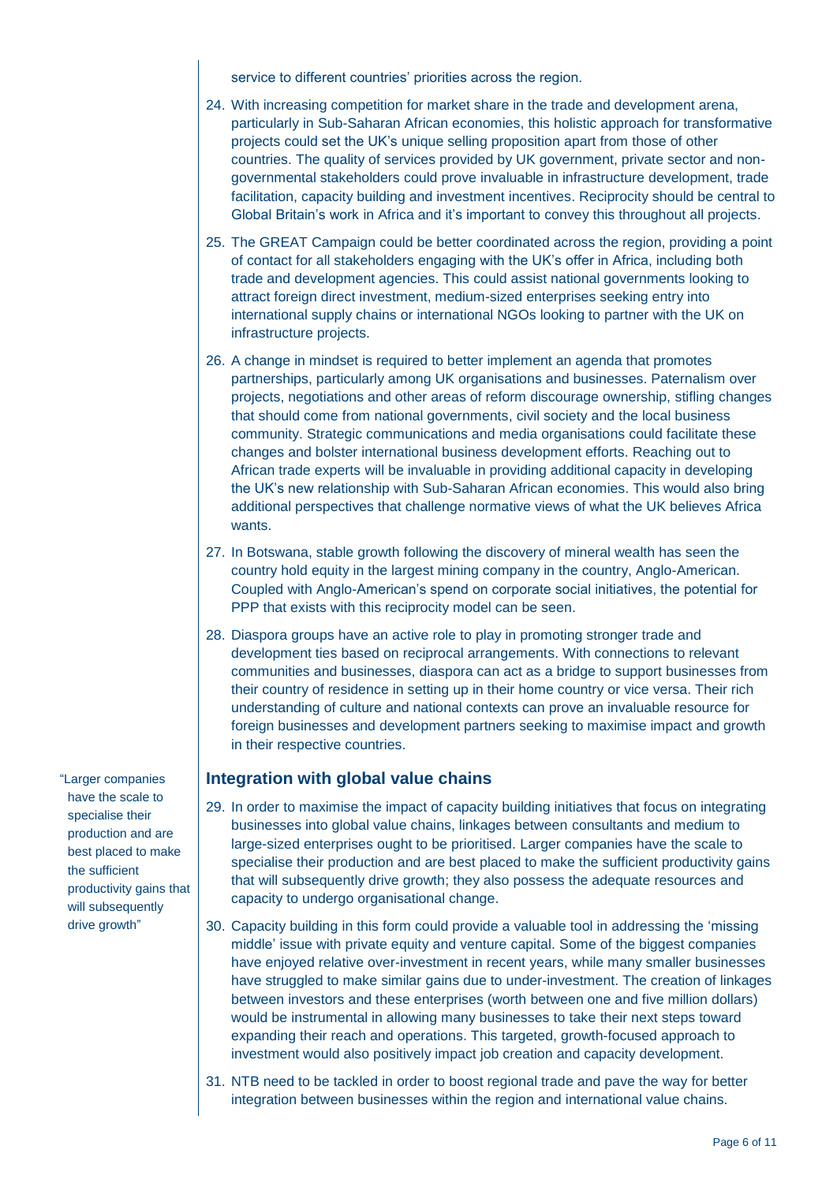service to different countries' priorities across the region.

24. With increasing competition for market share in the trade and development arena, particularly in Sub-Saharan African economies, this holistic approach for transformative projects could set the UK's unique selling proposition apart from those of other countries. The quality of services provided by UK government, private sector and non-governmental stakeholders could prove invaluable in infrastructure development, trade facilitation, capacity building and investment incentives. Reciprocity should be central to Global Britain's work in Africa and it's important to convey this throughout all projects.

25. The GREAT Campaign could be better coordinated across the region, providing a point of contact for all stakeholders engaging with the UK's offer in Africa, including both trade and development agencies. This could assist national governments looking to attract foreign direct investment, medium-sized enterprises seeking entry into international supply chains or international NGOs looking to partner with the UK on infrastructure projects.

26. A change in mindset is required to better implement an agenda that promotes partnerships, particularly among UK organisations and businesses. Paternalism over projects, negotiations and other areas of reform discourage ownership, stifling changes that should come from national governments, civil society and the local business community. Strategic communications and media organisations could facilitate these changes and bolster international business development efforts. Reaching out to African trade experts will be invaluable in providing additional capacity in developing the UK's new relationship with Sub-Saharan African economies. This would also bring additional perspectives that challenge normative views of what the UK believes Africa wants.

27. In Botswana, stable growth following the discovery of mineral wealth has seen the country hold equity in the largest mining company in the country, Anglo-American. Coupled with Anglo-American's spend on corporate social initiatives, the potential for PPP that exists with this reciprocity model can be seen.

28. Diaspora groups have an active role to play in promoting stronger trade and development ties based on reciprocal arrangements. With connections to relevant communities and businesses, diaspora can act as a bridge to support businesses from their country of residence in setting up in their home country or vice versa. Their rich understanding of culture and national contexts can prove an invaluable resource for foreign businesses and development partners seeking to maximise impact and growth in their respective countries.

## Integration with global value chains

> "Larger companies have the scale to specialise their production and are best placed to make the sufficient productivity gains that will subsequently drive growth"

29. In order to maximise the impact of capacity building initiatives that focus on integrating businesses into global value chains, linkages between consultants and medium to large-sized enterprises ought to be prioritised. Larger companies have the scale to specialise their production and are best placed to make the sufficient productivity gains that will subsequently drive growth; they also possess the adequate resources and capacity to undergo organisational change.

30. Capacity building in this form could provide a valuable tool in addressing the 'missing middle' issue with private equity and venture capital. Some of the biggest companies have enjoyed relative over-investment in recent years, while many smaller businesses have struggled to make similar gains due to under-investment. The creation of linkages between investors and these enterprises (worth between one and five million dollars) would be instrumental in allowing many businesses to take their next steps toward expanding their reach and operations. This targeted, growth-focused approach to investment would also positively impact job creation and capacity development.

31. NTB need to be tackled in order to boost regional trade and pave the way for better integration between businesses within the region and international value chains.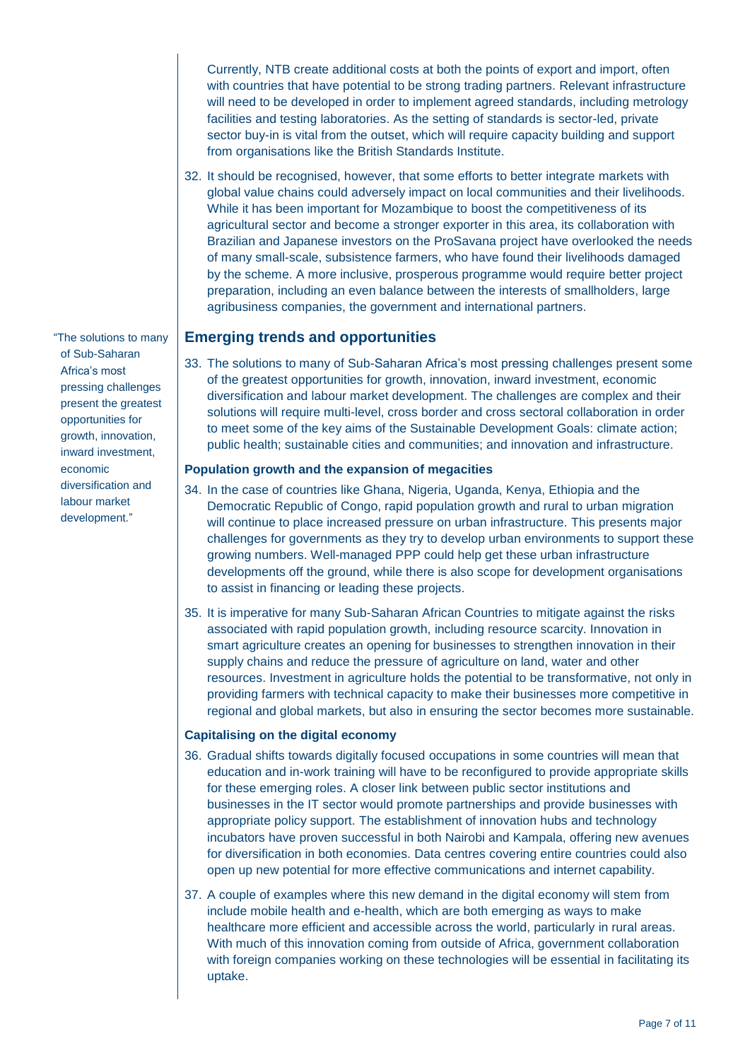Currently, NTB create additional costs at both the points of export and import, often with countries that have potential to be strong trading partners. Relevant infrastructure will need to be developed in order to implement agreed standards, including metrology facilities and testing laboratories. As the setting of standards is sector-led, private sector buy-in is vital from the outset, which will require capacity building and support from organisations like the British Standards Institute.

32. It should be recognised, however, that some efforts to better integrate markets with global value chains could adversely impact on local communities and their livelihoods. While it has been important for Mozambique to boost the competitiveness of its agricultural sector and become a stronger exporter in this area, its collaboration with Brazilian and Japanese investors on the ProSavana project have overlooked the needs of many small-scale, subsistence farmers, who have found their livelihoods damaged by the scheme. A more inclusive, prosperous programme would require better project preparation, including an even balance between the interests of smallholders, large agribusiness companies, the government and international partners.

## Emerging trends and opportunities

"The solutions to many of Sub-Saharan Africa's most pressing challenges present the greatest opportunities for growth, innovation, inward investment, economic diversification and labour market development."

33. The solutions to many of Sub-Saharan Africa's most pressing challenges present some of the greatest opportunities for growth, innovation, inward investment, economic diversification and labour market development. The challenges are complex and their solutions will require multi-level, cross border and cross sectoral collaboration in order to meet some of the key aims of the Sustainable Development Goals: climate action; public health; sustainable cities and communities; and innovation and infrastructure.

### Population growth and the expansion of megacities

34. In the case of countries like Ghana, Nigeria, Uganda, Kenya, Ethiopia and the Democratic Republic of Congo, rapid population growth and rural to urban migration will continue to place increased pressure on urban infrastructure. This presents major challenges for governments as they try to develop urban environments to support these growing numbers. Well-managed PPP could help get these urban infrastructure developments off the ground, while there is also scope for development organisations to assist in financing or leading these projects.

35. It is imperative for many Sub-Saharan African Countries to mitigate against the risks associated with rapid population growth, including resource scarcity. Innovation in smart agriculture creates an opening for businesses to strengthen innovation in their supply chains and reduce the pressure of agriculture on land, water and other resources. Investment in agriculture holds the potential to be transformative, not only in providing farmers with technical capacity to make their businesses more competitive in regional and global markets, but also in ensuring the sector becomes more sustainable.

### Capitalising on the digital economy

36. Gradual shifts towards digitally focused occupations in some countries will mean that education and in-work training will have to be reconfigured to provide appropriate skills for these emerging roles. A closer link between public sector institutions and businesses in the IT sector would promote partnerships and provide businesses with appropriate policy support. The establishment of innovation hubs and technology incubators have proven successful in both Nairobi and Kampala, offering new avenues for diversification in both economies. Data centres covering entire countries could also open up new potential for more effective communications and internet capability.

37. A couple of examples where this new demand in the digital economy will stem from include mobile health and e-health, which are both emerging as ways to make healthcare more efficient and accessible across the world, particularly in rural areas. With much of this innovation coming from outside of Africa, government collaboration with foreign companies working on these technologies will be essential in facilitating its uptake.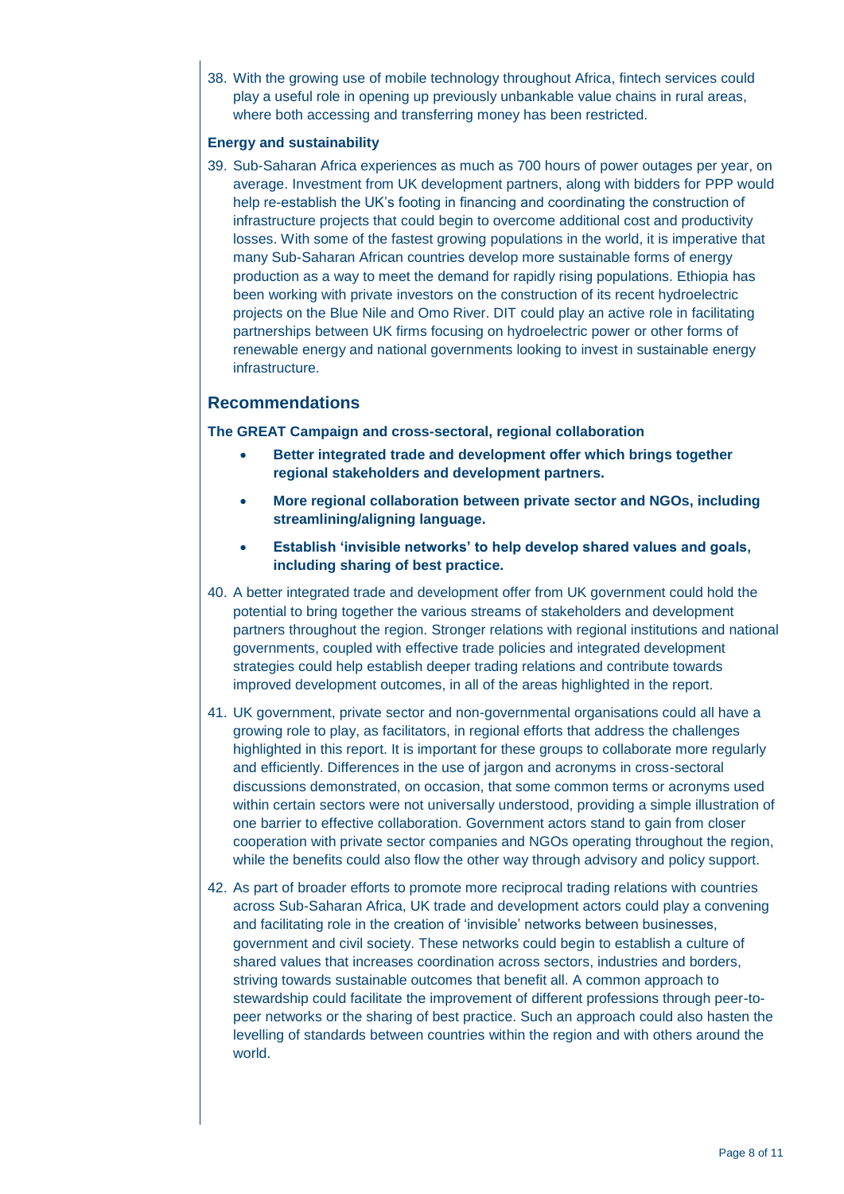38. With the growing use of mobile technology throughout Africa, fintech services could play a useful role in opening up previously unbankable value chains in rural areas, where both accessing and transferring money has been restricted.

**Energy and sustainability**

39. Sub-Saharan Africa experiences as much as 700 hours of power outages per year, on average. Investment from UK development partners, along with bidders for PPP would help re-establish the UK's footing in financing and coordinating the construction of infrastructure projects that could begin to overcome additional cost and productivity losses. With some of the fastest growing populations in the world, it is imperative that many Sub-Saharan African countries develop more sustainable forms of energy production as a way to meet the demand for rapidly rising populations. Ethiopia has been working with private investors on the construction of its recent hydroelectric projects on the Blue Nile and Omo River. DIT could play an active role in facilitating partnerships between UK firms focusing on hydroelectric power or other forms of renewable energy and national governments looking to invest in sustainable energy infrastructure.

## Recommendations

**The GREAT Campaign and cross-sectoral, regional collaboration**

- **Better integrated trade and development offer which brings together regional stakeholders and development partners.**
- **More regional collaboration between private sector and NGOs, including streamlining/aligning language.**
- **Establish 'invisible networks' to help develop shared values and goals, including sharing of best practice.**

40. A better integrated trade and development offer from UK government could hold the potential to bring together the various streams of stakeholders and development partners throughout the region. Stronger relations with regional institutions and national governments, coupled with effective trade policies and integrated development strategies could help establish deeper trading relations and contribute towards improved development outcomes, in all of the areas highlighted in the report.

41. UK government, private sector and non-governmental organisations could all have a growing role to play, as facilitators, in regional efforts that address the challenges highlighted in this report. It is important for these groups to collaborate more regularly and efficiently. Differences in the use of jargon and acronyms in cross-sectoral discussions demonstrated, on occasion, that some common terms or acronyms used within certain sectors were not universally understood, providing a simple illustration of one barrier to effective collaboration. Government actors stand to gain from closer cooperation with private sector companies and NGOs operating throughout the region, while the benefits could also flow the other way through advisory and policy support.

42. As part of broader efforts to promote more reciprocal trading relations with countries across Sub-Saharan Africa, UK trade and development actors could play a convening and facilitating role in the creation of 'invisible' networks between businesses, government and civil society. These networks could begin to establish a culture of shared values that increases coordination across sectors, industries and borders, striving towards sustainable outcomes that benefit all. A common approach to stewardship could facilitate the improvement of different professions through peer-to-peer networks or the sharing of best practice. Such an approach could also hasten the levelling of standards between countries within the region and with others around the world.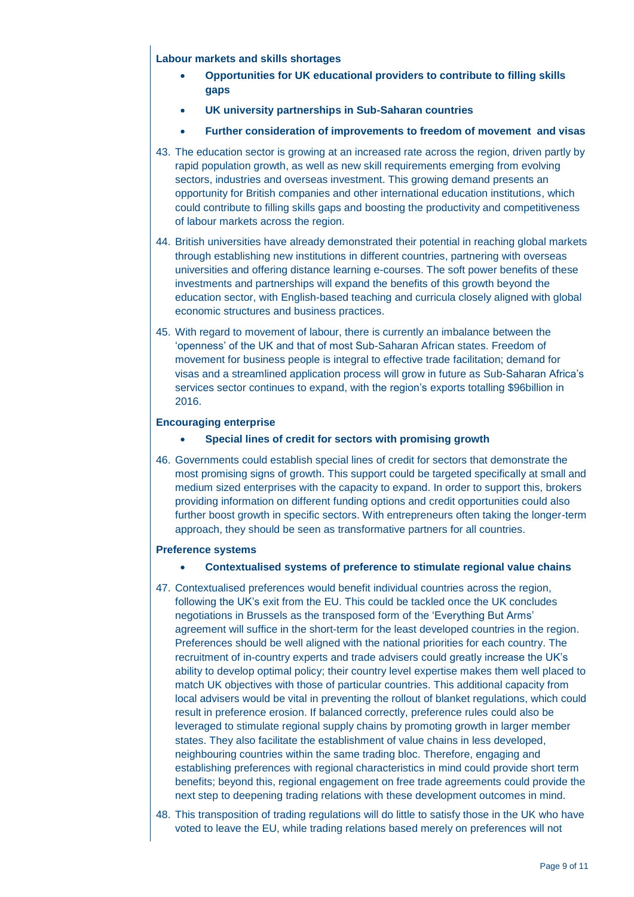**Labour markets and skills shortages**

- **Opportunities for UK educational providers to contribute to filling skills gaps**
- **UK university partnerships in Sub-Saharan countries**
- **Further consideration of improvements to freedom of movement and visas**

43. The education sector is growing at an increased rate across the region, driven partly by rapid population growth, as well as new skill requirements emerging from evolving sectors, industries and overseas investment. This growing demand presents an opportunity for British companies and other international education institutions, which could contribute to filling skills gaps and boosting the productivity and competitiveness of labour markets across the region.

44. British universities have already demonstrated their potential in reaching global markets through establishing new institutions in different countries, partnering with overseas universities and offering distance learning e-courses. The soft power benefits of these investments and partnerships will expand the benefits of this growth beyond the education sector, with English-based teaching and curricula closely aligned with global economic structures and business practices.

45. With regard to movement of labour, there is currently an imbalance between the 'openness' of the UK and that of most Sub-Saharan African states. Freedom of movement for business people is integral to effective trade facilitation; demand for visas and a streamlined application process will grow in future as Sub-Saharan Africa's services sector continues to expand, with the region's exports totalling $96billion in 2016.

**Encouraging enterprise**

- **Special lines of credit for sectors with promising growth**

46. Governments could establish special lines of credit for sectors that demonstrate the most promising signs of growth. This support could be targeted specifically at small and medium sized enterprises with the capacity to expand. In order to support this, brokers providing information on different funding options and credit opportunities could also further boost growth in specific sectors. With entrepreneurs often taking the longer-term approach, they should be seen as transformative partners for all countries.

**Preference systems**

- **Contextualised systems of preference to stimulate regional value chains**

47. Contextualised preferences would benefit individual countries across the region, following the UK's exit from the EU. This could be tackled once the UK concludes negotiations in Brussels as the transposed form of the 'Everything But Arms' agreement will suffice in the short-term for the least developed countries in the region. Preferences should be well aligned with the national priorities for each country. The recruitment of in-country experts and trade advisers could greatly increase the UK's ability to develop optimal policy; their country level expertise makes them well placed to match UK objectives with those of particular countries. This additional capacity from local advisers would be vital in preventing the rollout of blanket regulations, which could result in preference erosion. If balanced correctly, preference rules could also be leveraged to stimulate regional supply chains by promoting growth in larger member states. They also facilitate the establishment of value chains in less developed, neighbouring countries within the same trading bloc. Therefore, engaging and establishing preferences with regional characteristics in mind could provide short term benefits; beyond this, regional engagement on free trade agreements could provide the next step to deepening trading relations with these development outcomes in mind.

48. This transposition of trading regulations will do little to satisfy those in the UK who have voted to leave the EU, while trading relations based merely on preferences will not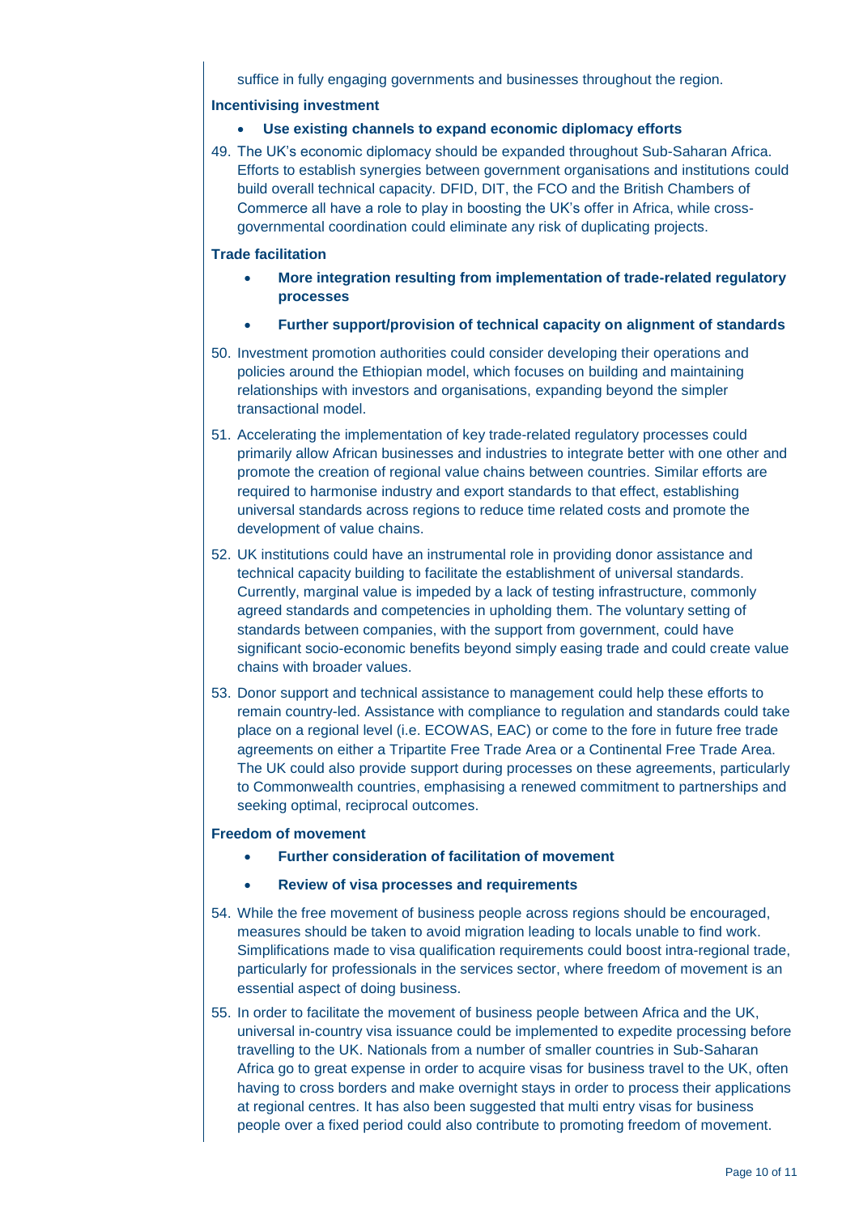suffice in fully engaging governments and businesses throughout the region.

**Incentivising investment**

- **Use existing channels to expand economic diplomacy efforts**

49. The UK's economic diplomacy should be expanded throughout Sub-Saharan Africa. Efforts to establish synergies between government organisations and institutions could build overall technical capacity. DFID, DIT, the FCO and the British Chambers of Commerce all have a role to play in boosting the UK's offer in Africa, while cross-governmental coordination could eliminate any risk of duplicating projects.

**Trade facilitation**

- **More integration resulting from implementation of trade-related regulatory processes**
- **Further support/provision of technical capacity on alignment of standards**

50. Investment promotion authorities could consider developing their operations and policies around the Ethiopian model, which focuses on building and maintaining relationships with investors and organisations, expanding beyond the simpler transactional model.

51. Accelerating the implementation of key trade-related regulatory processes could primarily allow African businesses and industries to integrate better with one other and promote the creation of regional value chains between countries. Similar efforts are required to harmonise industry and export standards to that effect, establishing universal standards across regions to reduce time related costs and promote the development of value chains.

52. UK institutions could have an instrumental role in providing donor assistance and technical capacity building to facilitate the establishment of universal standards. Currently, marginal value is impeded by a lack of testing infrastructure, commonly agreed standards and competencies in upholding them. The voluntary setting of standards between companies, with the support from government, could have significant socio-economic benefits beyond simply easing trade and could create value chains with broader values.

53. Donor support and technical assistance to management could help these efforts to remain country-led. Assistance with compliance to regulation and standards could take place on a regional level (i.e. ECOWAS, EAC) or come to the fore in future free trade agreements on either a Tripartite Free Trade Area or a Continental Free Trade Area. The UK could also provide support during processes on these agreements, particularly to Commonwealth countries, emphasising a renewed commitment to partnerships and seeking optimal, reciprocal outcomes.

**Freedom of movement**

- **Further consideration of facilitation of movement**
- **Review of visa processes and requirements**

54. While the free movement of business people across regions should be encouraged, measures should be taken to avoid migration leading to locals unable to find work. Simplifications made to visa qualification requirements could boost intra-regional trade, particularly for professionals in the services sector, where freedom of movement is an essential aspect of doing business.

55. In order to facilitate the movement of business people between Africa and the UK, universal in-country visa issuance could be implemented to expedite processing before travelling to the UK. Nationals from a number of smaller countries in Sub-Saharan Africa go to great expense in order to acquire visas for business travel to the UK, often having to cross borders and make overnight stays in order to process their applications at regional centres. It has also been suggested that multi entry visas for business people over a fixed period could also contribute to promoting freedom of movement.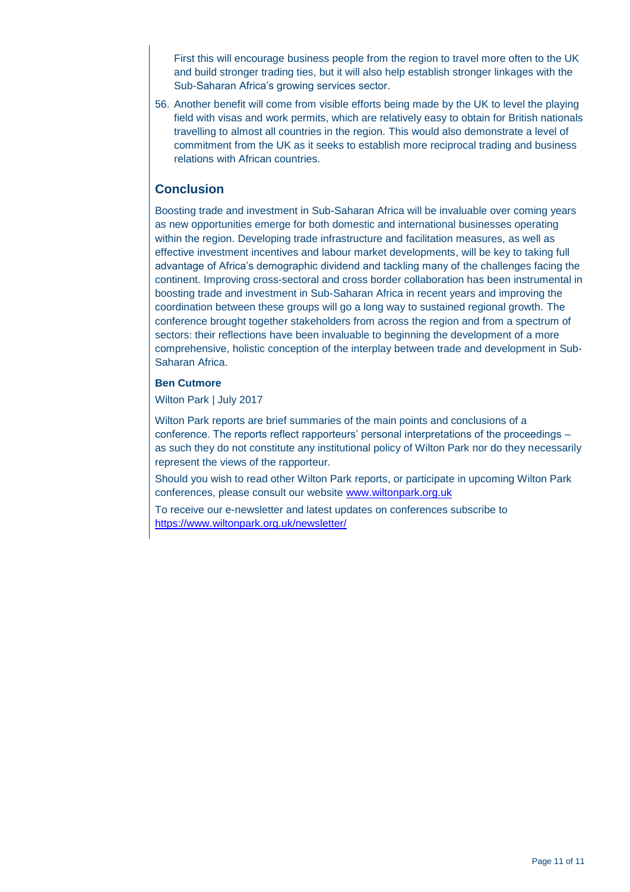First this will encourage business people from the region to travel more often to the UK and build stronger trading ties, but it will also help establish stronger linkages with the Sub-Saharan Africa's growing services sector.

56. Another benefit will come from visible efforts being made by the UK to level the playing field with visas and work permits, which are relatively easy to obtain for British nationals travelling to almost all countries in the region. This would also demonstrate a level of commitment from the UK as it seeks to establish more reciprocal trading and business relations with African countries.

## Conclusion

Boosting trade and investment in Sub-Saharan Africa will be invaluable over coming years as new opportunities emerge for both domestic and international businesses operating within the region. Developing trade infrastructure and facilitation measures, as well as effective investment incentives and labour market developments, will be key to taking full advantage of Africa's demographic dividend and tackling many of the challenges facing the continent. Improving cross-sectoral and cross border collaboration has been instrumental in boosting trade and investment in Sub-Saharan Africa in recent years and improving the coordination between these groups will go a long way to sustained regional growth. The conference brought together stakeholders from across the region and from a spectrum of sectors: their reflections have been invaluable to beginning the development of a more comprehensive, holistic conception of the interplay between trade and development in Sub-Saharan Africa.

**Ben Cutmore**

Wilton Park | July 2017

Wilton Park reports are brief summaries of the main points and conclusions of a conference. The reports reflect rapporteurs' personal interpretations of the proceedings – as such they do not constitute any institutional policy of Wilton Park nor do they necessarily represent the views of the rapporteur.

Should you wish to read other Wilton Park reports, or participate in upcoming Wilton Park conferences, please consult our website [www.wiltonpark.org.uk](http://www.wiltonpark.org.uk)

To receive our e-newsletter and latest updates on conferences subscribe to [https://www.wiltonpark.org.uk/newsletter/](https://www.wiltonpark.org.uk/newsletter/)